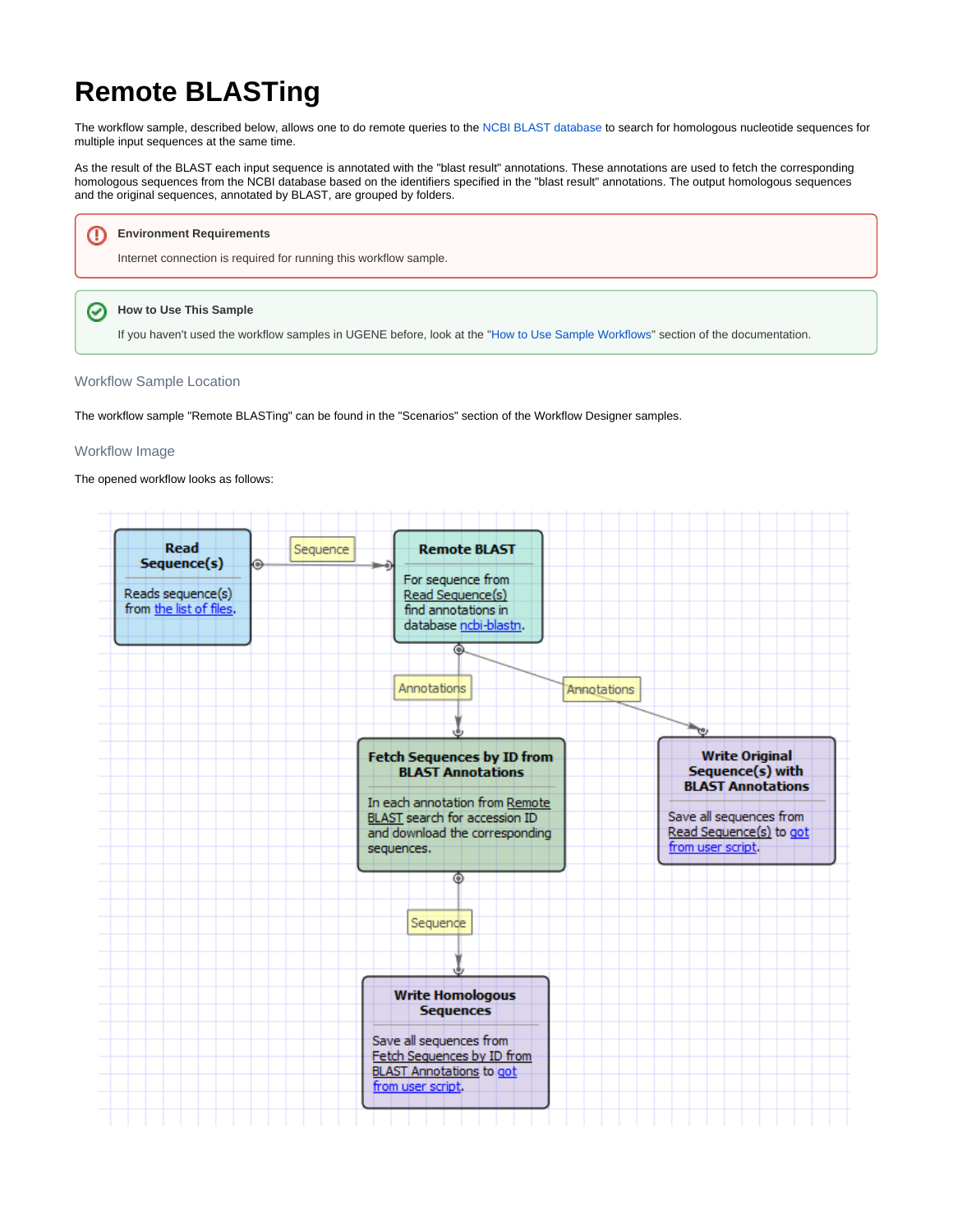# Remote BLASTing

The workflow sample, described below, allows one to do remote queries to the NCBI BLAST database to search for homologous nucleotide sequences for multiple input sequences at the same time.

As the result of the BLAST each input sequence is annotated with the "blast result" annotations. These annotations are used to fetch the corresponding homologous sequences from the NCBI database based on the identifiers specified in the "blast result" annotations. The output homologous sequences and the original sequences, annotated by BLAST, are grouped by folders.

**Environment Requirements**

Internet connection is required for running this workflow sample.

**How to Use This Sample**

If you haven't used the workflow samples in UGENE before, look at the "How to Use Sample Workflows" section of the documentation.

## Workflow Sample Location

The workflow sample "Remote BLASTing" can be found in the "Scenarios" section of the Workflow Designer samples.

## Workflow Image

The opened workflow looks as follows: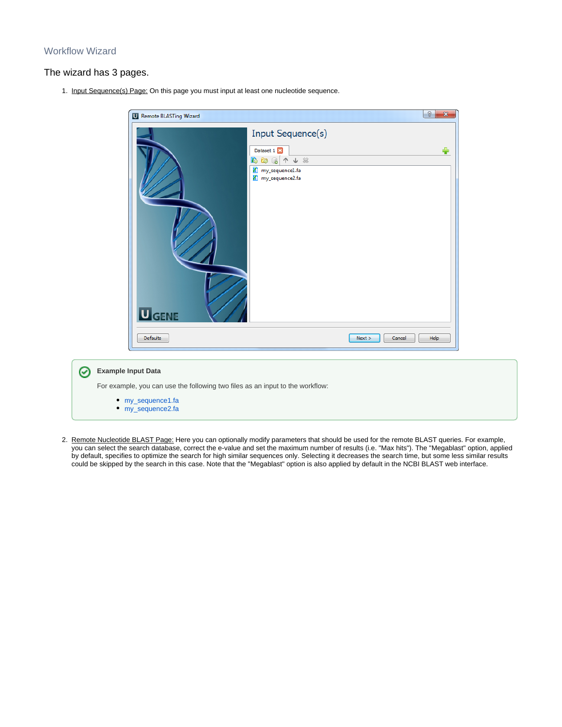## Workflow Wizard

The wizard has 3 pages.

1. Input Sequence(s) Page: On this page you must input at least one nucleotide sequence.

> **Example Input Data**
>
> For example, you can use the following two files as an input to the workflow:
>
> - my_sequence1.fa
> - my_sequence2.fa

2. Remote Nucleotide BLAST Page: Here you can optionally modify parameters that should be used for the remote BLAST queries. For example, you can select the search database, correct the e-value and set the maximum number of results (i.e. "Max hits"). The "Megablast" option, applied by default, specifies to optimize the search for high similar sequences only. Selecting it decreases the search time, but some less similar results could be skipped by the search in this case. Note that the "Megablast" option is also applied by default in the NCBI BLAST web interface.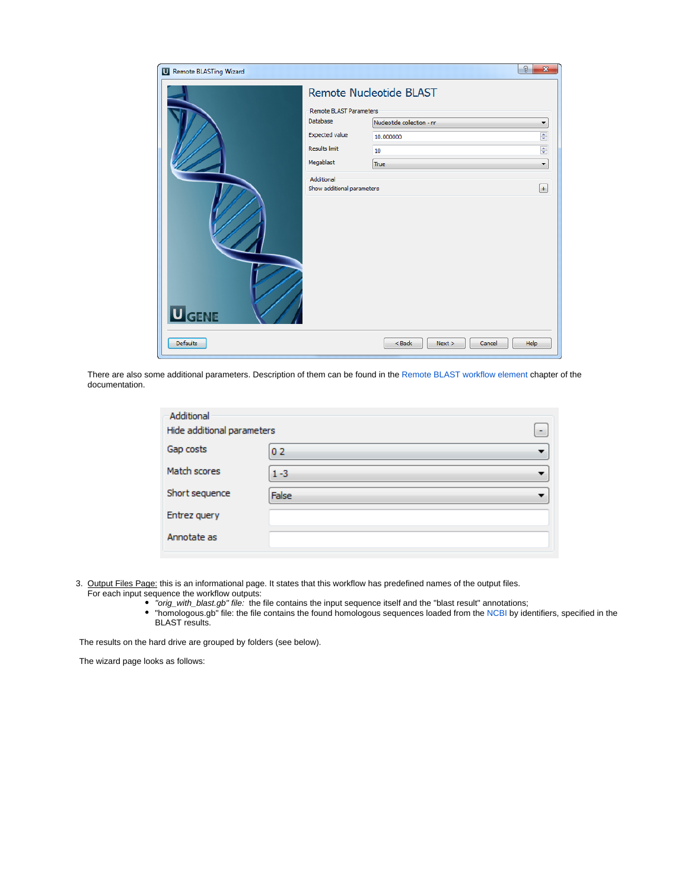There are also some additional parameters. Description of them can be found in the Remote BLAST workflow element chapter of the documentation.

3. Output Files Page: this is an informational page. It states that this workflow has predefined names of the output files.
   For each input sequence the workflow outputs:
   - *"orig_with_blast.gb" file:* the file contains the input sequence itself and the "blast result" annotations;
   - "homologous.gb" file: the file contains the found homologous sequences loaded from the NCBI by identifiers, specified in the BLAST results.

The results on the hard drive are grouped by folders (see below).

The wizard page looks as follows: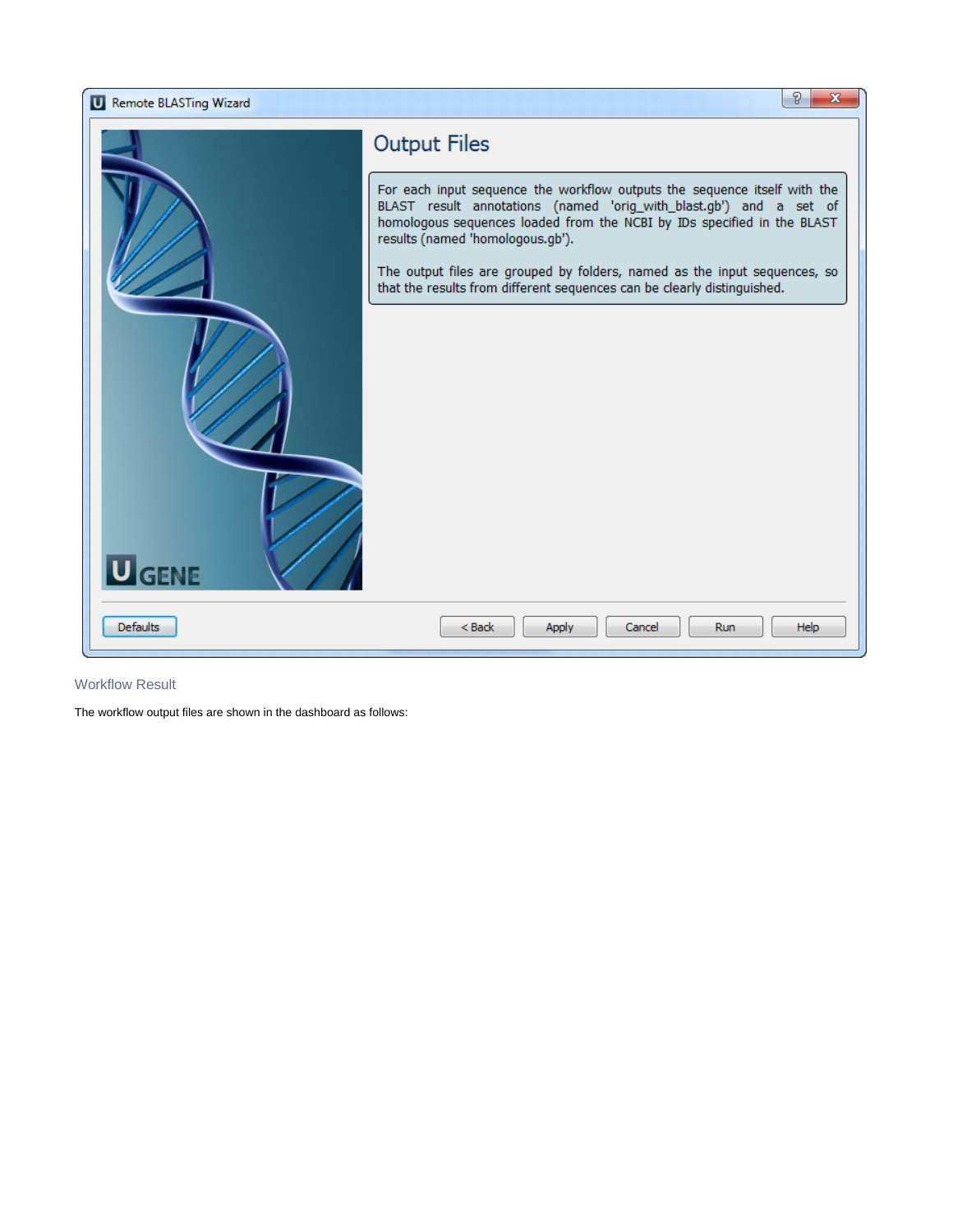## Workflow Result

The workflow output files are shown in the dashboard as follows: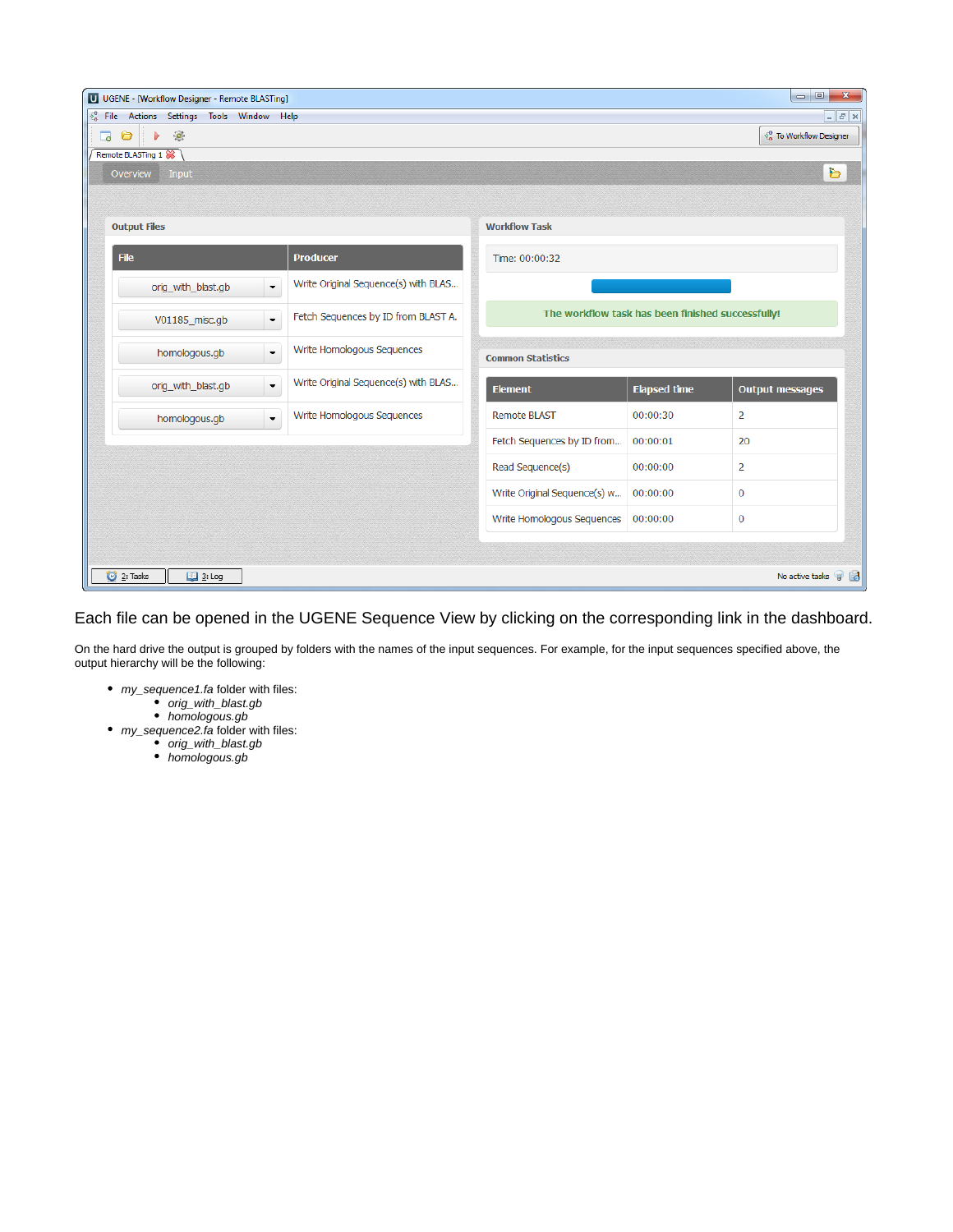Each file can be opened in the UGENE Sequence View by clicking on the corresponding link in the dashboard.

On the hard drive the output is grouped by folders with the names of the input sequences. For example, for the input sequences specified above, the output hierarchy will be the following:

- *my_sequence1.fa* folder with files:
  - *orig_with_blast.gb*
  - *homologous.gb*
- *my_sequence2.fa* folder with files:
  - *orig_with_blast.gb*
  - *homologous.gb*